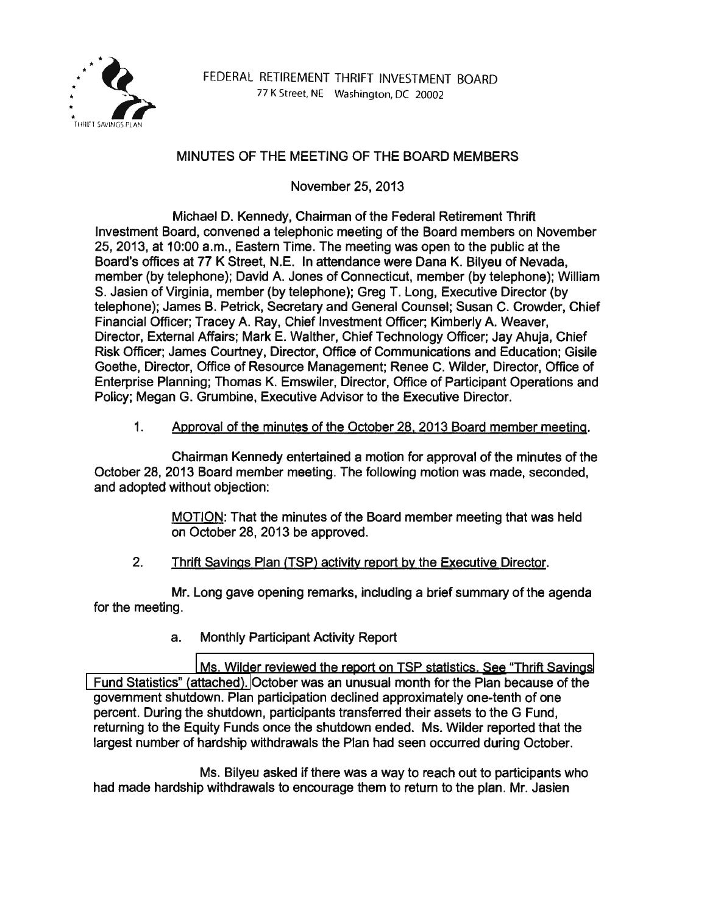FEDERAL RETIREMENT THRIFT INVESTMENT BOARD
77 K Street, NE Washington, DC 20002

# MINUTES OF THE MEETING OF THE BOARD MEMBERS

November 25, 2013

Michael D. Kennedy, Chairman of the Federal Retirement Thrift Investment Board, convened a telephonic meeting of the Board members on November 25, 2013, at 10:00 a.m., Eastern Time. The meeting was open to the public at the Board's offices at 77 K Street, N.E. In attendance were Dana K. Bilyeu of Nevada, member (by telephone); David A. Jones of Connecticut, member (by telephone); William S. Jasien of Virginia, member (by telephone); Greg T. Long, Executive Director (by telephone); James B. Petrick, Secretary and General Counsel; Susan C. Crowder, Chief Financial Officer; Tracey A. Ray, Chief Investment Officer; Kimberly A. Weaver, Director, External Affairs; Mark E. Walther, Chief Technology Officer; Jay Ahuja, Chief Risk Officer; James Courtney, Director, Office of Communications and Education; Gisile Goethe, Director, Office of Resource Management; Renee C. Wilder, Director, Office of Enterprise Planning; Thomas K. Emswiler, Director, Office of Participant Operations and Policy; Megan G. Grumbine, Executive Advisor to the Executive Director.

1. Approval of the minutes of the October 28, 2013 Board member meeting.

Chairman Kennedy entertained a motion for approval of the minutes of the October 28, 2013 Board member meeting. The following motion was made, seconded, and adopted without objection:

> MOTION: That the minutes of the Board member meeting that was held on October 28, 2013 be approved.

2. Thrift Savings Plan (TSP) activity report by the Executive Director.

Mr. Long gave opening remarks, including a brief summary of the agenda for the meeting.

a. Monthly Participant Activity Report

Ms. Wilder reviewed the report on TSP statistics. See "Thrift Savings Fund Statistics" (attached). October was an unusual month for the Plan because of the government shutdown. Plan participation declined approximately one-tenth of one percent. During the shutdown, participants transferred their assets to the G Fund, returning to the Equity Funds once the shutdown ended. Ms. Wilder reported that the largest number of hardship withdrawals the Plan had seen occurred during October.

Ms. Bilyeu asked if there was a way to reach out to participants who had made hardship withdrawals to encourage them to return to the plan. Mr. Jasien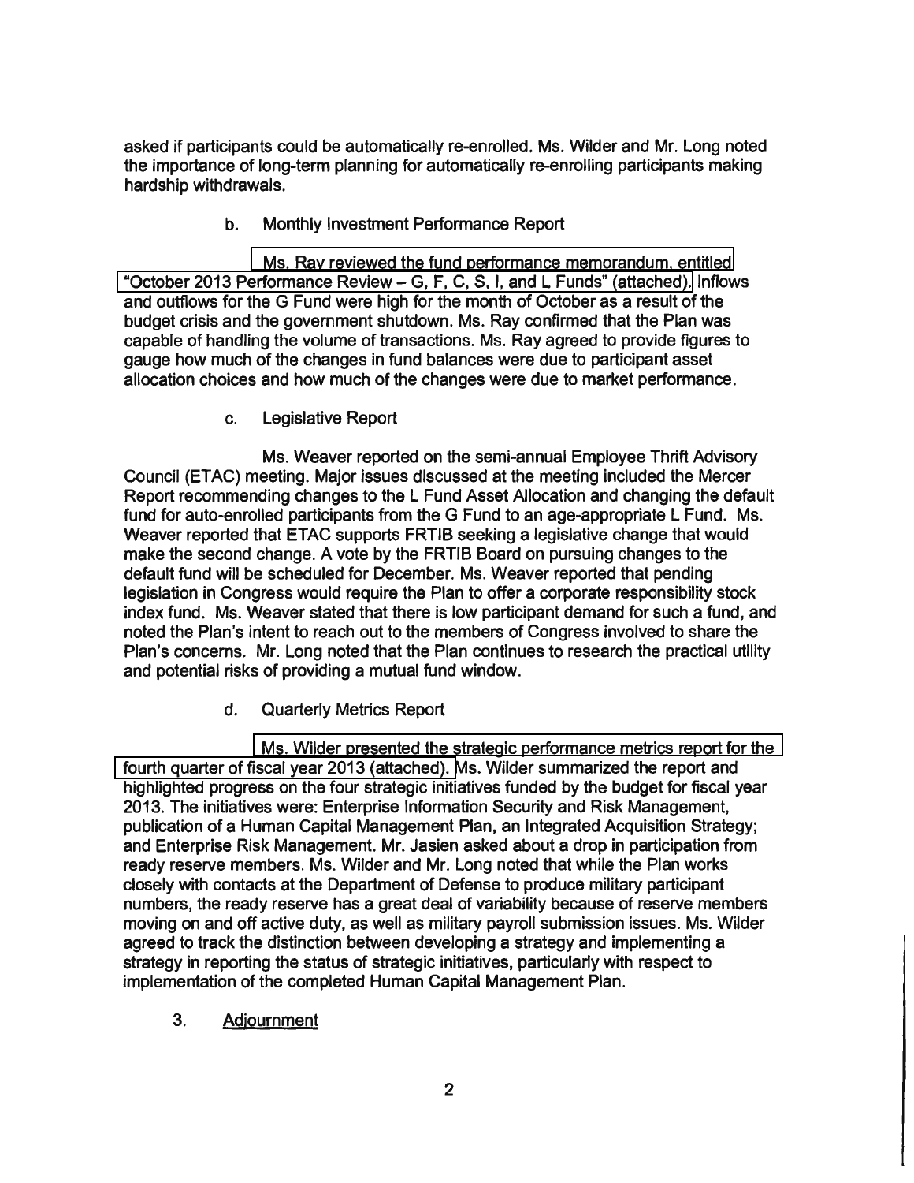asked if participants could be automatically re-enrolled. Ms. Wilder and Mr. Long noted the importance of long-term planning for automatically re-enrolling participants making hardship withdrawals.

b. Monthly Investment Performance Report

Ms. Ray reviewed the fund performance memorandum, entitled "October 2013 Performance Review – G, F, C, S, I, and L Funds" (attached). Inflows and outflows for the G Fund were high for the month of October as a result of the budget crisis and the government shutdown. Ms. Ray confirmed that the Plan was capable of handling the volume of transactions. Ms. Ray agreed to provide figures to gauge how much of the changes in fund balances were due to participant asset allocation choices and how much of the changes were due to market performance.

c. Legislative Report

Ms. Weaver reported on the semi-annual Employee Thrift Advisory Council (ETAC) meeting. Major issues discussed at the meeting included the Mercer Report recommending changes to the L Fund Asset Allocation and changing the default fund for auto-enrolled participants from the G Fund to an age-appropriate L Fund. Ms. Weaver reported that ETAC supports FRTIB seeking a legislative change that would make the second change. A vote by the FRTIB Board on pursuing changes to the default fund will be scheduled for December. Ms. Weaver reported that pending legislation in Congress would require the Plan to offer a corporate responsibility stock index fund. Ms. Weaver stated that there is low participant demand for such a fund, and noted the Plan's intent to reach out to the members of Congress involved to share the Plan's concerns. Mr. Long noted that the Plan continues to research the practical utility and potential risks of providing a mutual fund window.

d. Quarterly Metrics Report

Ms. Wilder presented the strategic performance metrics report for the fourth quarter of fiscal year 2013 (attached). Ms. Wilder summarized the report and highlighted progress on the four strategic initiatives funded by the budget for fiscal year 2013. The initiatives were: Enterprise Information Security and Risk Management, publication of a Human Capital Management Plan, an Integrated Acquisition Strategy; and Enterprise Risk Management. Mr. Jasien asked about a drop in participation from ready reserve members. Ms. Wilder and Mr. Long noted that while the Plan works closely with contacts at the Department of Defense to produce military participant numbers, the ready reserve has a great deal of variability because of reserve members moving on and off active duty, as well as military payroll submission issues. Ms. Wilder agreed to track the distinction between developing a strategy and implementing a strategy in reporting the status of strategic initiatives, particularly with respect to implementation of the completed Human Capital Management Plan.

3. Adjournment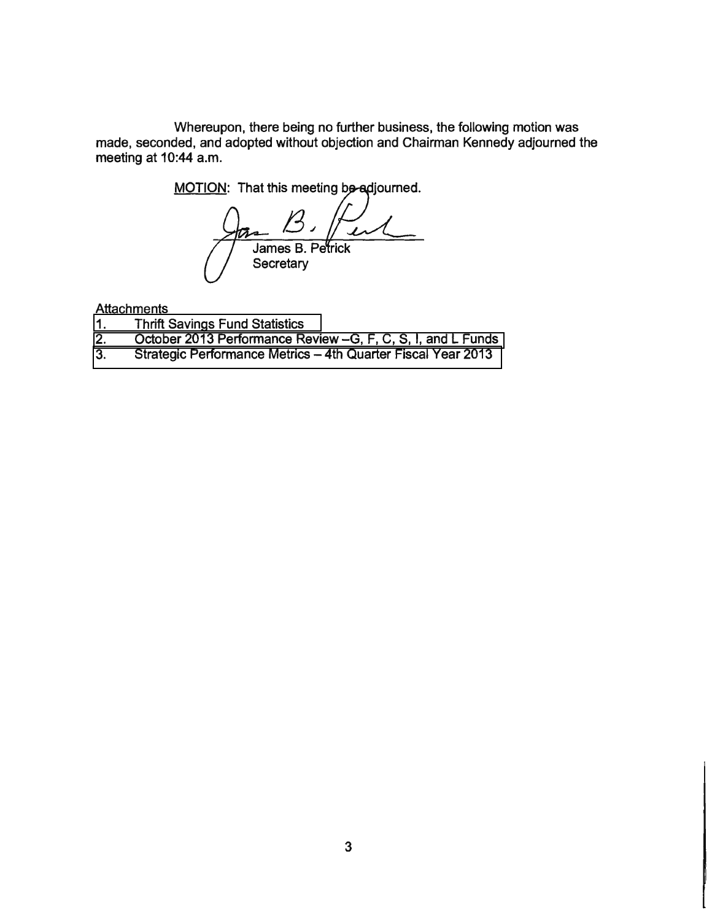Whereupon, there being no further business, the following motion was made, seconded, and adopted without objection and Chairman Kennedy adjourned the meeting at 10:44 a.m.

MOTION: That this meeting be adjourned.

James B. Petrick
Secretary

Attachments

1. Thrift Savings Fund Statistics
2. October 2013 Performance Review –G, F, C, S, I, and L Funds
3. Strategic Performance Metrics – 4th Quarter Fiscal Year 2013